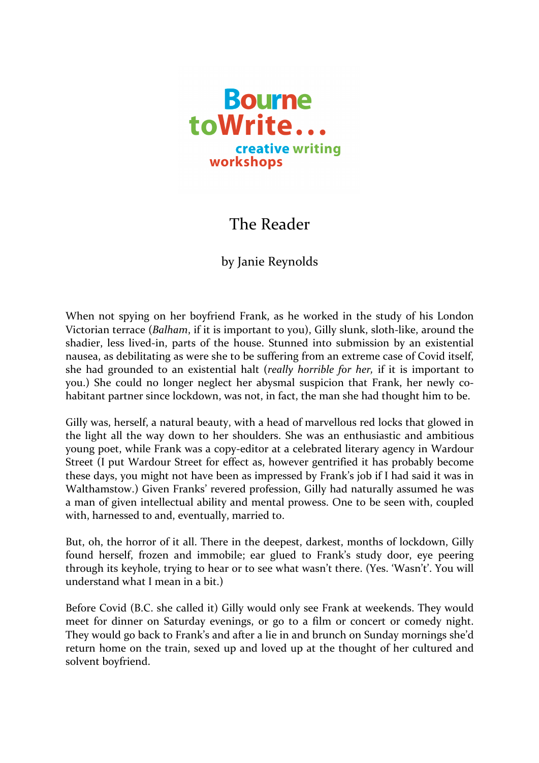Bourne to Write... creative writing workshops

# The Reader

by Janie Reynolds

When not spying on her boyfriend Frank, as he worked in the study of his London Victorian terrace (*Balham*, if it is important to you), Gilly slunk, sloth-like, around the shadier, less lived-in, parts of the house. Stunned into submission by an existential nausea, as debilitating as were she to be suffering from an extreme case of Covid itself, she had grounded to an existential halt (*really horrible for her,* if it is important to you.) She could no longer neglect her abysmal suspicion that Frank, her newly co-habitant partner since lockdown, was not, in fact, the man she had thought him to be.

Gilly was, herself, a natural beauty, with a head of marvellous red locks that glowed in the light all the way down to her shoulders. She was an enthusiastic and ambitious young poet, while Frank was a copy-editor at a celebrated literary agency in Wardour Street (I put Wardour Street for effect as, however gentrified it has probably become these days, you might not have been as impressed by Frank's job if I had said it was in Walthamstow.) Given Franks' revered profession, Gilly had naturally assumed he was a man of given intellectual ability and mental prowess. One to be seen with, coupled with, harnessed to and, eventually, married to.

But, oh, the horror of it all. There in the deepest, darkest, months of lockdown, Gilly found herself, frozen and immobile; ear glued to Frank's study door, eye peering through its keyhole, trying to hear or to see what wasn't there. (Yes. 'Wasn't'. You will understand what I mean in a bit.)

Before Covid (B.C. she called it) Gilly would only see Frank at weekends. They would meet for dinner on Saturday evenings, or go to a film or concert or comedy night. They would go back to Frank's and after a lie in and brunch on Sunday mornings she'd return home on the train, sexed up and loved up at the thought of her cultured and solvent boyfriend.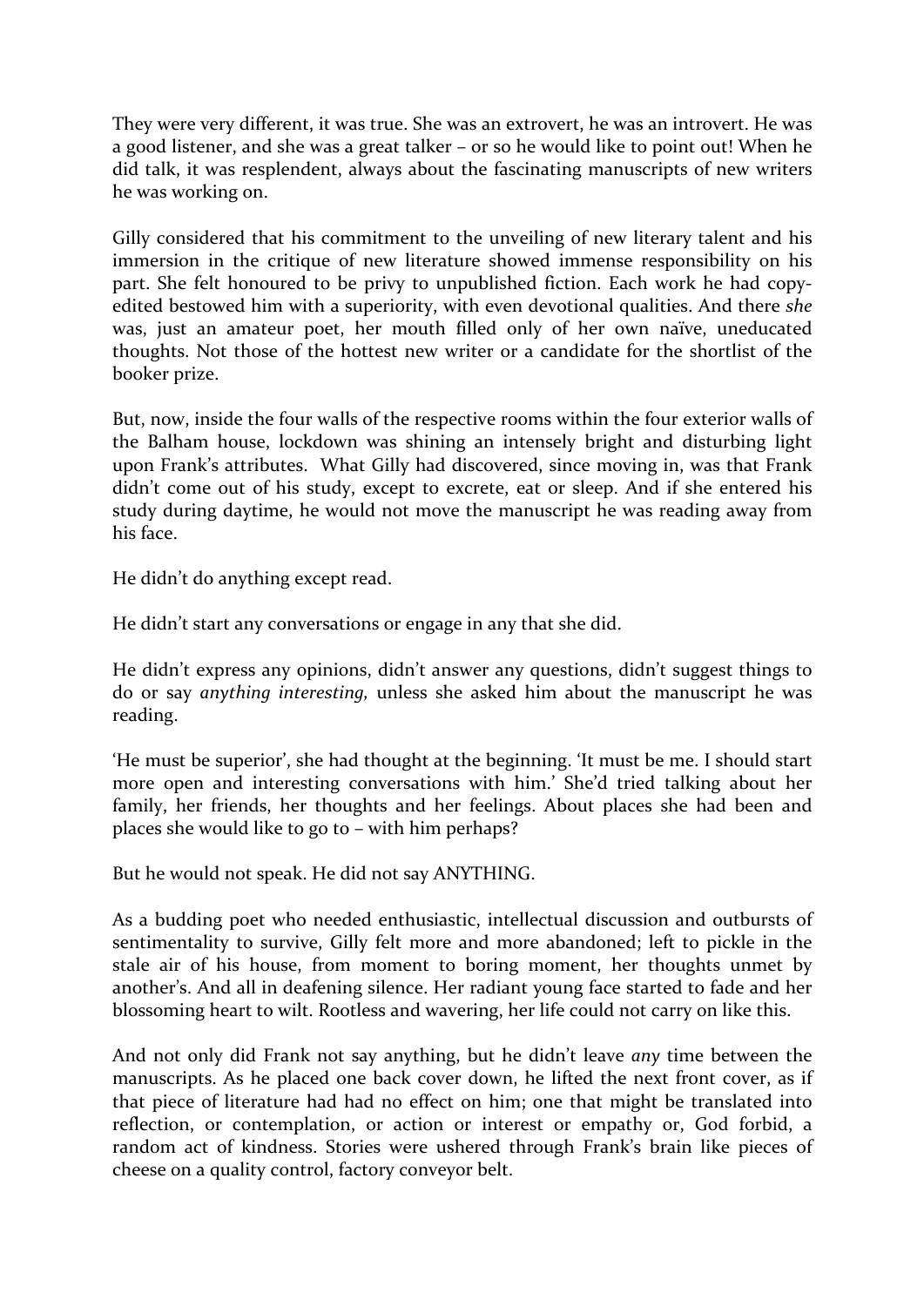They were very different, it was true. She was an extrovert, he was an introvert. He was a good listener, and she was a great talker – or so he would like to point out! When he did talk, it was resplendent, always about the fascinating manuscripts of new writers he was working on.

Gilly considered that his commitment to the unveiling of new literary talent and his immersion in the critique of new literature showed immense responsibility on his part. She felt honoured to be privy to unpublished fiction. Each work he had copy-edited bestowed him with a superiority, with even devotional qualities. And there *she* was, just an amateur poet, her mouth filled only of her own naïve, uneducated thoughts. Not those of the hottest new writer or a candidate for the shortlist of the booker prize.

But, now, inside the four walls of the respective rooms within the four exterior walls of the Balham house, lockdown was shining an intensely bright and disturbing light upon Frank's attributes. What Gilly had discovered, since moving in, was that Frank didn't come out of his study, except to excrete, eat or sleep. And if she entered his study during daytime, he would not move the manuscript he was reading away from his face.

He didn't do anything except read.

He didn't start any conversations or engage in any that she did.

He didn't express any opinions, didn't answer any questions, didn't suggest things to do or say *anything interesting,* unless she asked him about the manuscript he was reading.

'He must be superior', she had thought at the beginning. 'It must be me. I should start more open and interesting conversations with him.' She'd tried talking about her family, her friends, her thoughts and her feelings. About places she had been and places she would like to go to – with him perhaps?

But he would not speak. He did not say ANYTHING.

As a budding poet who needed enthusiastic, intellectual discussion and outbursts of sentimentality to survive, Gilly felt more and more abandoned; left to pickle in the stale air of his house, from moment to boring moment, her thoughts unmet by another's. And all in deafening silence. Her radiant young face started to fade and her blossoming heart to wilt. Rootless and wavering, her life could not carry on like this.

And not only did Frank not say anything, but he didn't leave *any* time between the manuscripts. As he placed one back cover down, he lifted the next front cover, as if that piece of literature had had no effect on him; one that might be translated into reflection, or contemplation, or action or interest or empathy or, God forbid, a random act of kindness. Stories were ushered through Frank's brain like pieces of cheese on a quality control, factory conveyor belt.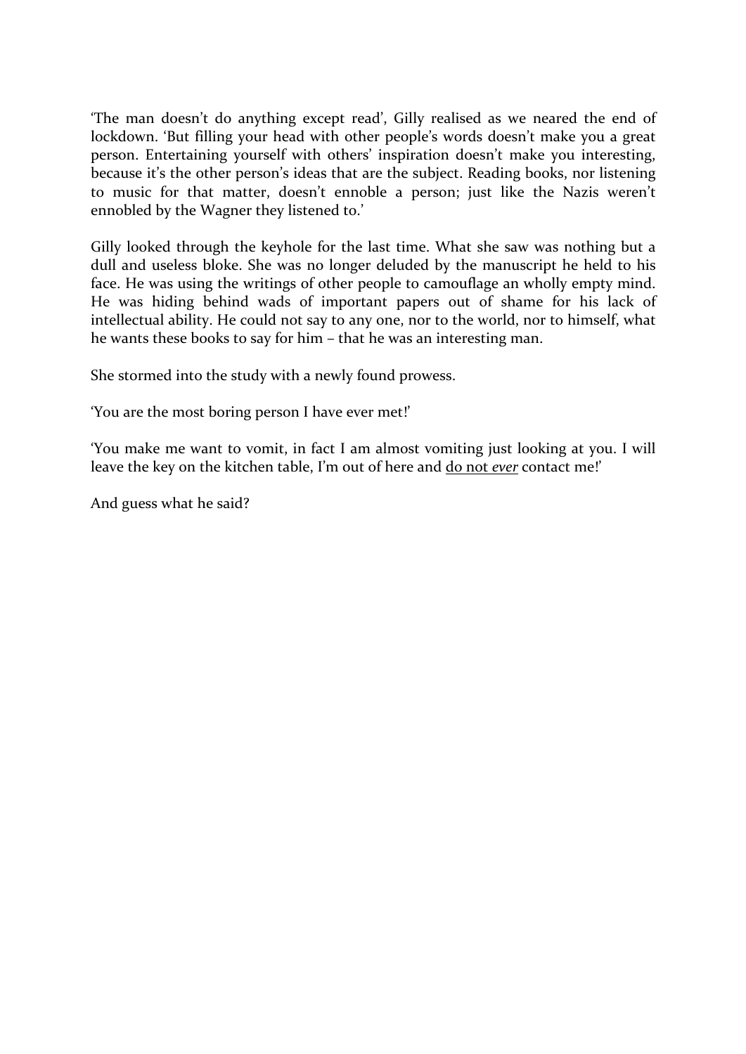'The man doesn't do anything except read', Gilly realised as we neared the end of lockdown. 'But filling your head with other people's words doesn't make you a great person. Entertaining yourself with others' inspiration doesn't make you interesting, because it's the other person's ideas that are the subject. Reading books, nor listening to music for that matter, doesn't ennoble a person; just like the Nazis weren't ennobled by the Wagner they listened to.'

Gilly looked through the keyhole for the last time. What she saw was nothing but a dull and useless bloke. She was no longer deluded by the manuscript he held to his face. He was using the writings of other people to camouflage an wholly empty mind. He was hiding behind wads of important papers out of shame for his lack of intellectual ability. He could not say to any one, nor to the world, nor to himself, what he wants these books to say for him – that he was an interesting man.

She stormed into the study with a newly found prowess.

'You are the most boring person I have ever met!'

'You make me want to vomit, in fact I am almost vomiting just looking at you. I will leave the key on the kitchen table, I'm out of here and <u>do not *ever*</u> contact me!'

And guess what he said?